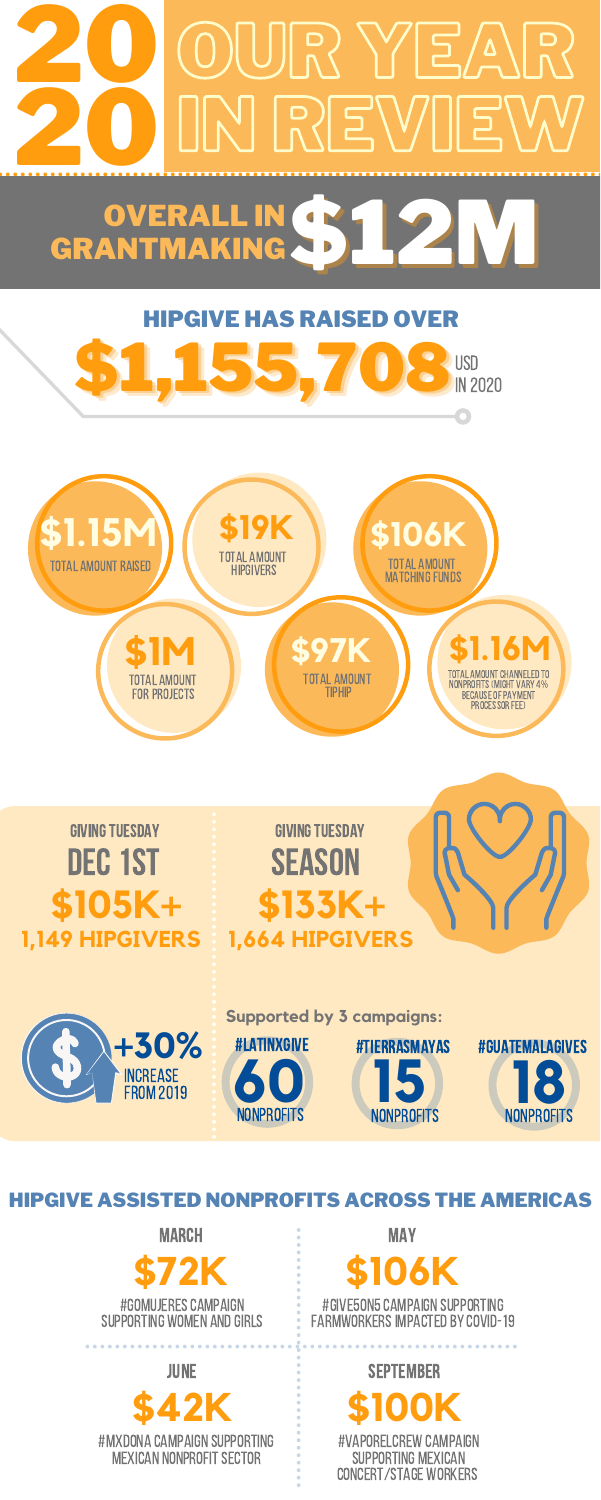# 2020 OUR YEAR IN REVIEW

## OVERALL IN GRANTMAKING $12M

### HIPGIVE HAS RAISED OVER $1,155,708 USD IN 2020

- **$1.15M** TOTAL AMOUNT RAISED
- **$19K** TOTAL AMOUNT HIPGIVERS
- **$106K** TOTAL AMOUNT MATCHING FUNDS
- **$1M** TOTAL AMOUNT FOR PROJECTS
- **$97K** TOTAL AMOUNT TIPHIP
- **$1.16M** TOTAL AMOUNT CHANNELED TO NONPROFITS (MIGHT VARY 4% BECAUSE OF PAYMENT PROCESSOR FEE)

### GIVING TUESDAY DEC 1ST

**$105K+**

**1,149 HIPGIVERS**

### GIVING TUESDAY SEASON

**$133K+**

**1,664 HIPGIVERS**

**+30%** INCREASE FROM 2019

**Supported by 3 campaigns:**

- #LATINXGIVE — **60** NONPROFITS
- #TIERRASMAYAS — **15** NONPROFITS
- #GUATEMALAGIVES — **18** NONPROFITS

## HIPGIVE ASSISTED NONPROFITS ACROSS THE AMERICAS

### MARCH

**$72K**

#GOMUJERES CAMPAIGN SUPPORTING WOMEN AND GIRLS

### MAY

**$106K**

#GIVE5ON5 CAMPAIGN SUPPORTING FARMWORKERS IMPACTED BY COVID-19

### JUNE

**$42K**

#MXDONA CAMPAIGN SUPPORTING MEXICAN NONPROFIT SECTOR

### SEPTEMBER

**$100K**

#VAPORELCREW CAMPAIGN SUPPORTING MEXICAN CONCERT/STAGE WORKERS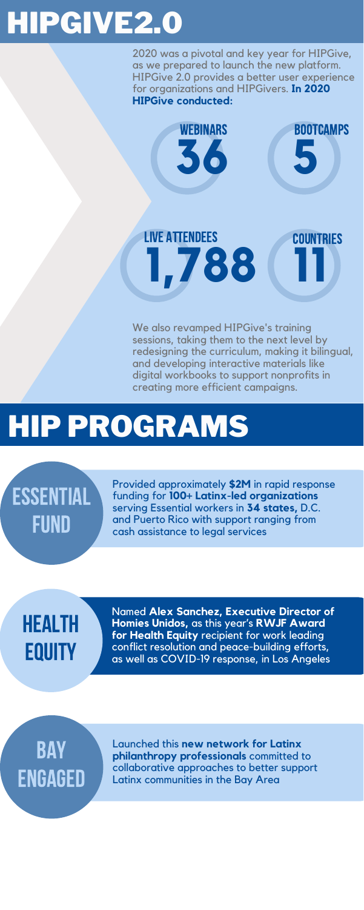# HIPGIVE2.0

2020 was a pivotal and key year for HIPGive, as we prepared to launch the new platform. HIPGive 2.0 provides a better user experience for organizations and HIPGivers. **In 2020 HIPGive conducted:**

- **36** WEBINARS
- **5** BOOTCAMPS
- **1,788** LIVE ATTENDEES
- **11** COUNTRIES

We also revamped HIPGive's training sessions, taking them to the next level by redesigning the curriculum, making it bilingual, and developing interactive materials like digital workbooks to support nonprofits in creating more efficient campaigns.

# HIP PROGRAMS

## ESSENTIAL FUND

Provided approximately **$2M** in rapid response funding for **100+ Latinx-led organizations** serving Essential workers in **34 states,** D.C. and Puerto Rico with support ranging from cash assistance to legal services

## HEALTH EQUITY

Named **Alex Sanchez, Executive Director of Homies Unidos,** as this year's **RWJF Award for Health Equity** recipient for work leading conflict resolution and peace-building efforts, as well as COVID-19 response, in Los Angeles

## BAY ENGAGED

Launched this **new network for Latinx philanthropy professionals** committed to collaborative approaches to better support Latinx communities in the Bay Area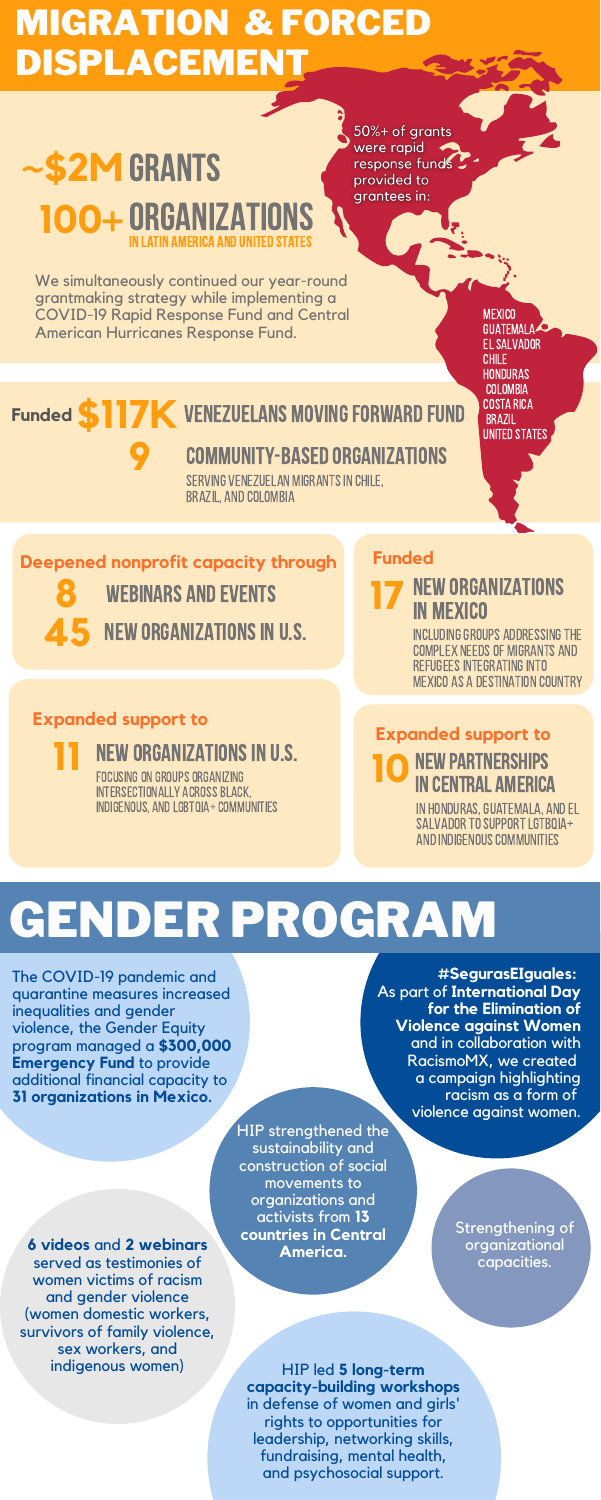# MIGRATION & FORCED DISPLACEMENT

## ~$2M GRANTS

## 100+ ORGANIZATIONS

IN LATIN AMERICA AND UNITED STATES

50%+ of grants were rapid response funds provided to grantees in:

- MEXICO
- GUATEMALA
- EL SALVADOR
- CHILE
- HONDURAS
- COLOMBIA
- COSTA RICA
- BRAZIL
- UNITED STATES

We simultaneously continued our year-round grantmaking strategy while implementing a COVID-19 Rapid Response Fund and Central American Hurricanes Response Fund.

**Funded $117K VENEZUELANS MOVING FORWARD FUND**

**9 COMMUNITY-BASED ORGANIZATIONS**

SERVING VENEZUELAN MIGRANTS IN CHILE, BRAZIL, AND COLOMBIA

### Deepened nonprofit capacity through

**8** WEBINARS AND EVENTS

**45** NEW ORGANIZATIONS IN U.S.

### Funded

**17** NEW ORGANIZATIONS IN MEXICO

INCLUDING GROUPS ADDRESSING THE COMPLEX NEEDS OF MIGRANTS AND REFUGEES INTEGRATING INTO MEXICO AS A DESTINATION COUNTRY

### Expanded support to

**11** NEW ORGANIZATIONS IN U.S.

FOCUSING ON GROUPS ORGANIZING INTERSECTIONALLY ACROSS BLACK, INDIGENOUS, AND LGBTQIA+ COMMUNITIES

### Expanded support to

**10** NEW PARTNERSHIPS IN CENTRAL AMERICA

IN HONDURAS, GUATEMALA, AND EL SALVADOR TO SUPPORT LGBTQIA+ AND INDIGENOUS COMMUNITIES

# GENDER PROGRAM

The COVID-19 pandemic and quarantine measures increased inequalities and gender violence, the Gender Equity program managed a **$300,000 Emergency Fund** to provide additional financial capacity to **31 organizations in Mexico.**

**#SegurasEIguales:** As part of **International Day for the Elimination of Violence against Women** and in collaboration with RacismoMX, we created a campaign highlighting racism as a form of violence against women.

HIP strengthened the sustainability and construction of social movements to organizations and activists from **13 countries in Central America.**

**6 videos** and **2 webinars** served as testimonies of women victims of racism and gender violence (women domestic workers, survivors of family violence, sex workers, and indigenous women)

Strengthening of organizational capacities.

HIP led **5 long-term capacity-building workshops** in defense of women and girls' rights to opportunities for leadership, networking skills, fundraising, mental health, and psychosocial support.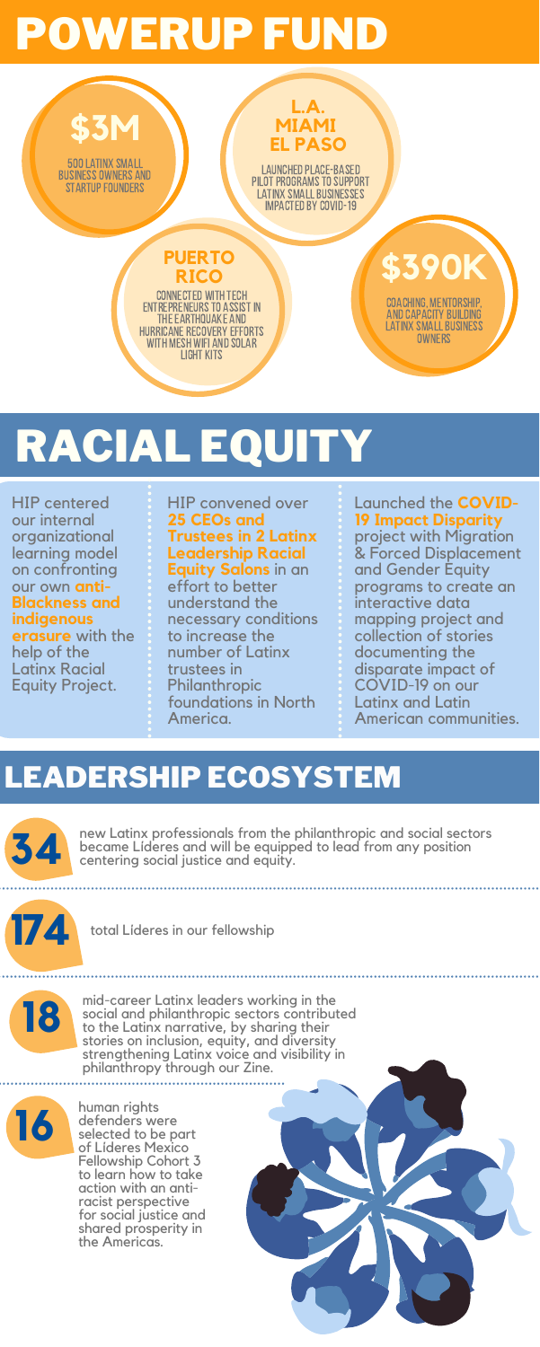# POWERUP FUND

**$3M**

500 LATINX SMALL BUSINESS OWNERS AND STARTUP FOUNDERS

**L.A. MIAMI EL PASO**

LAUNCHED PLACE-BASED PILOT PROGRAMS TO SUPPORT LATINX SMALL BUSINESSES IMPACTED BY COVID-19

**PUERTO RICO**

CONNECTED WITH TECH ENTREPRENEURS TO ASSIST IN THE EARTHQUAKE AND HURRICANE RECOVERY EFFORTS WITH MESH WIFI AND SOLAR LIGHT KITS

**$390K**

COACHING, MENTORSHIP, AND CAPACITY BUILDING LATINX SMALL BUSINESS OWNERS

# RACIAL EQUITY

HIP centered our internal organizational learning model on confronting our own **anti-Blackness and indigenous erasure** with the help of the Latinx Racial Equity Project.

HIP convened over **25 CEOs and Trustees in 2 Latinx Leadership Racial Equity Salons** in an effort to better understand the necessary conditions to increase the number of Latinx trustees in Philanthropic foundations in North America.

Launched the **COVID-19 Impact Disparity** project with Migration & Forced Displacement and Gender Equity programs to create an interactive data mapping project and collection of stories documenting the disparate impact of COVID-19 on our Latinx and Latin American communities.

## LEADERSHIP ECOSYSTEM

**34** new Latinx professionals from the philanthropic and social sectors became Líderes and will be equipped to lead from any position centering social justice and equity.

**174** total Líderes in our fellowship

**18** mid-career Latinx leaders working in the social and philanthropic sectors contributed to the Latinx narrative, by sharing their stories on inclusion, equity, and diversity strengthening Latinx voice and visibility in philanthropy through our Zine.

**16** human rights defenders were selected to be part of Líderes Mexico Fellowship Cohort 3 to learn how to take action with an anti-racist perspective for social justice and shared prosperity in the Americas.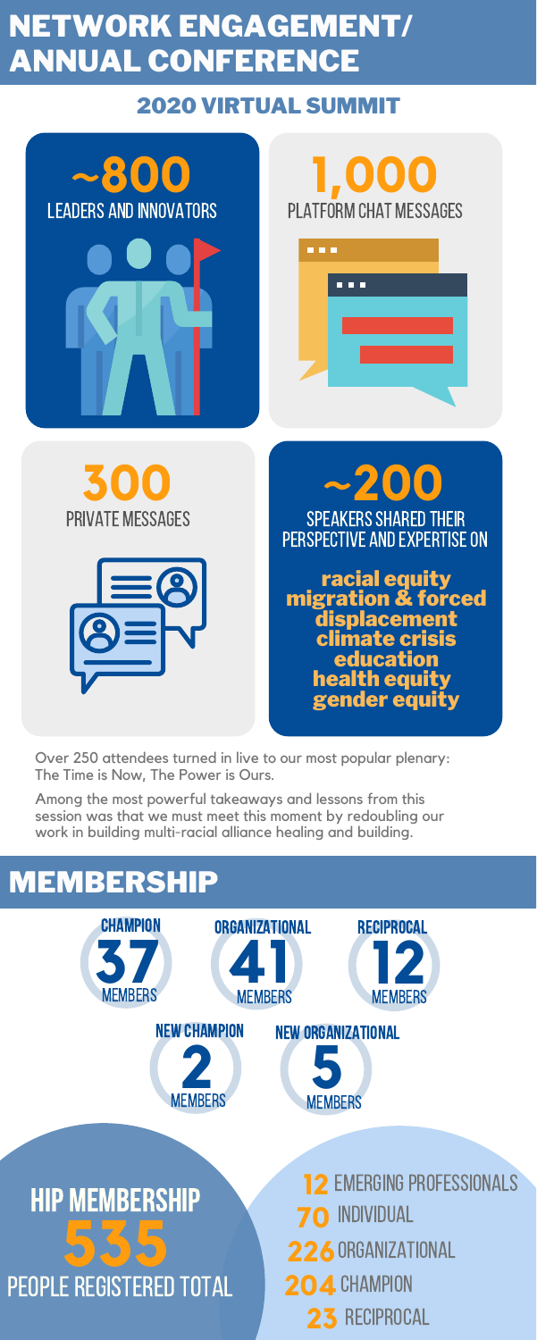# NETWORK ENGAGEMENT/ ANNUAL CONFERENCE

## 2020 VIRTUAL SUMMIT

**~800**
LEADERS AND INNOVATORS

**1,000**
PLATFORM CHAT MESSAGES

**300**
PRIVATE MESSAGES

**~200**
SPEAKERS SHARED THEIR PERSPECTIVE AND EXPERTISE ON

- racial equity
- migration & forced displacement
- climate crisis
- education
- health equity
- gender equity

Over 250 attendees turned in live to our most popular plenary: The Time is Now, The Power is Ours.

Among the most powerful takeaways and lessons from this session was that we must meet this moment by redoubling our work in building multi-racial alliance healing and building.

# MEMBERSHIP

**CHAMPION**
37 MEMBERS

**ORGANIZATIONAL**
41 MEMBERS

**RECIPROCAL**
12 MEMBERS

**NEW CHAMPION**
2 MEMBERS

**NEW ORGANIZATIONAL**
5 MEMBERS

## HIP MEMBERSHIP

**535**
PEOPLE REGISTERED TOTAL

- **12** EMERGING PROFESSIONALS
- **70** INDIVIDUAL
- **226** ORGANIZATIONAL
- **204** CHAMPION
- **23** RECIPROCAL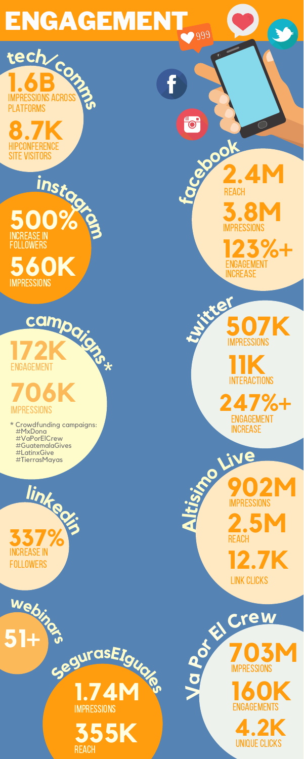# ENGAGEMENT

999

## tech/comms

**1.6B**
IMPRESSIONS ACROSS PLATFORMS

**8.7K**
HIPCONFERENCE SITE VISITORS

## facebook

**2.4M**
REACH

**3.8M**
IMPRESSIONS

**123%+**
ENGAGEMENT INCREASE

## instagram

**500%**
INCREASE IN FOLLOWERS

**560K**
IMPRESSIONS

## campaigns*

**172K**
ENGAGEMENT

**706K**
IMPRESSIONS

\* Crowdfunding campaigns:
#MxDona
#VaPorElCrew
#GuatemalaGives
#LatinxGive
#TierrasMayas

## twitter

**507K**
IMPRESSIONS

**11K**
INTERACTIONS

**247%+**
ENGAGEMENT INCREASE

## linkedin

**337%**
INCREASE IN FOLLOWERS

## Altisimo Live

**902M**
IMPRESSIONS

**2.5M**
REACH

**12.7K**
LINK CLICKS

## webinars

**51+**

## SegurasEIguales

**1.74M**
IMPRESSIONS

**355K**
REACH

## Va Por El Crew

**703M**
IMPRESSIONS

**160K**
ENGAGEMENTS

**4.2K**
UNIQUE CLICKS